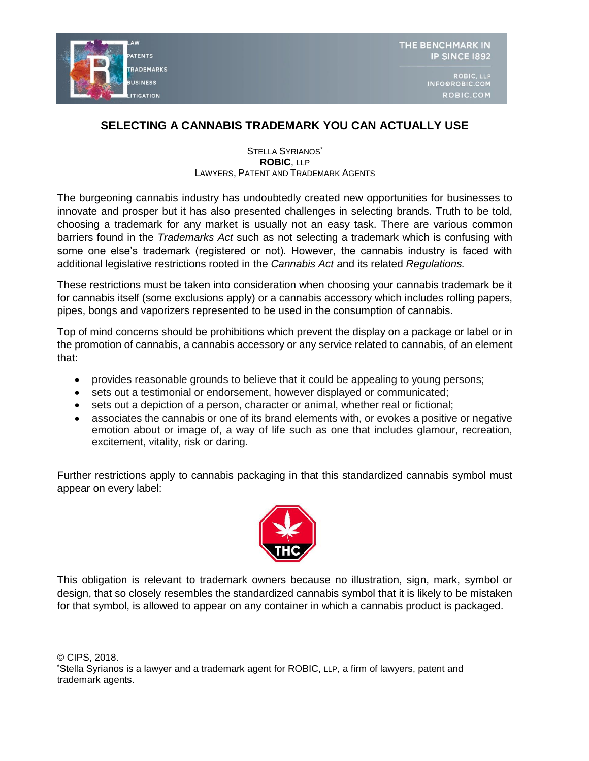# SELECTING A CANNABIS TRADEMARK YOU CAN ACTUALLY USE

STELLA SYRIANOS[*]
**ROBIC**, LLP
LAWYERS, PATENT AND TRADEMARK AGENTS

The burgeoning cannabis industry has undoubtedly created new opportunities for businesses to innovate and prosper but it has also presented challenges in selecting brands. Truth to be told, choosing a trademark for any market is usually not an easy task. There are various common barriers found in the *Trademarks Act* such as not selecting a trademark which is confusing with some one else's trademark (registered or not). However, the cannabis industry is faced with additional legislative restrictions rooted in the *Cannabis Act* and its related *Regulations.*

These restrictions must be taken into consideration when choosing your cannabis trademark be it for cannabis itself (some exclusions apply) or a cannabis accessory which includes rolling papers, pipes, bongs and vaporizers represented to be used in the consumption of cannabis.

Top of mind concerns should be prohibitions which prevent the display on a package or label or in the promotion of cannabis, a cannabis accessory or any service related to cannabis, of an element that:

- provides reasonable grounds to believe that it could be appealing to young persons;
- sets out a testimonial or endorsement, however displayed or communicated;
- sets out a depiction of a person, character or animal, whether real or fictional;
- associates the cannabis or one of its brand elements with, or evokes a positive or negative emotion about or image of, a way of life such as one that includes glamour, recreation, excitement, vitality, risk or daring.

Further restrictions apply to cannabis packaging in that this standardized cannabis symbol must appear on every label:

This obligation is relevant to trademark owners because no illustration, sign, mark, symbol or design, that so closely resembles the standardized cannabis symbol that it is likely to be mistaken for that symbol, is allowed to appear on any container in which a cannabis product is packaged.

---

© CIPS, 2018.

[*]Stella Syrianos is a lawyer and a trademark agent for ROBIC, LLP, a firm of lawyers, patent and trademark agents.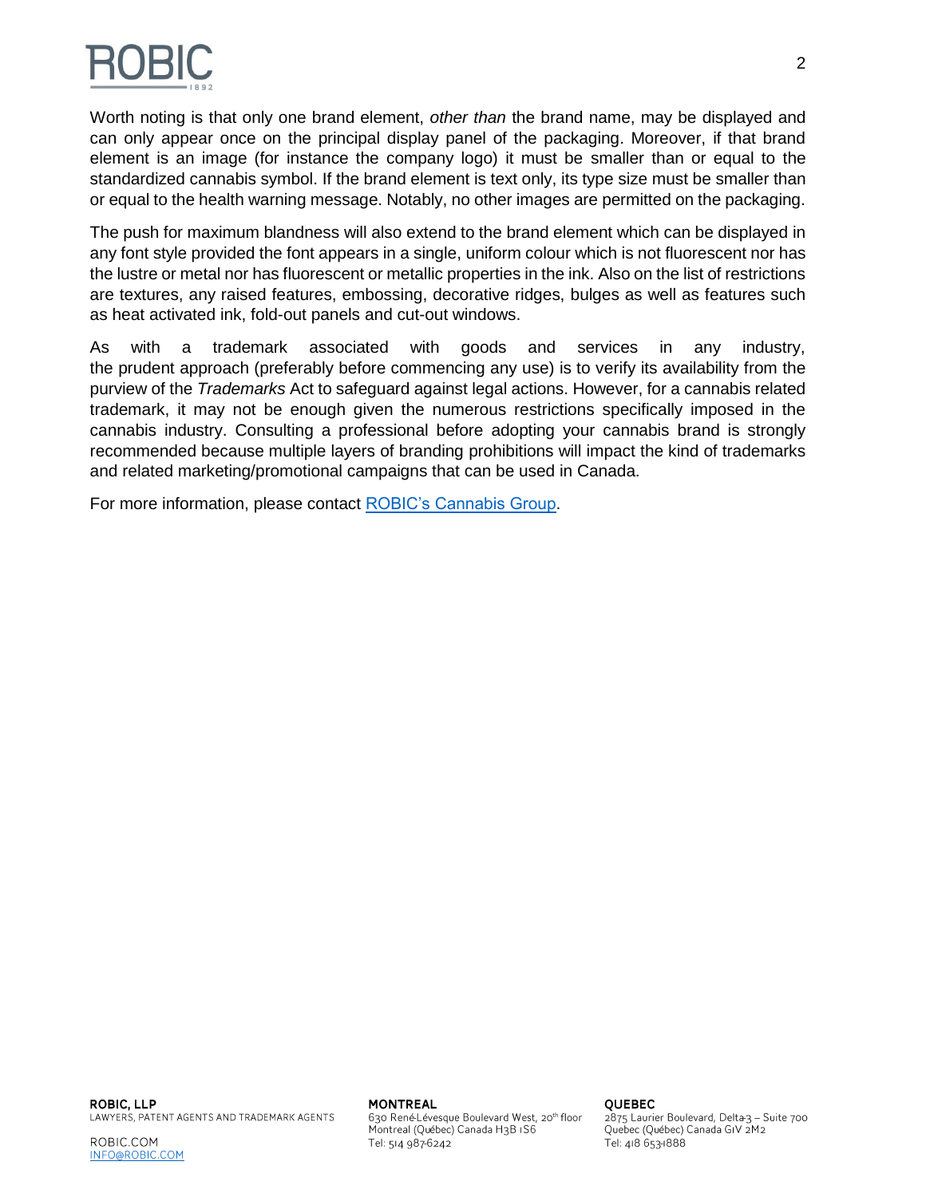Worth noting is that only one brand element, *other than* the brand name, may be displayed and can only appear once on the principal display panel of the packaging. Moreover, if that brand element is an image (for instance the company logo) it must be smaller than or equal to the standardized cannabis symbol. If the brand element is text only, its type size must be smaller than or equal to the health warning message. Notably, no other images are permitted on the packaging.

The push for maximum blandness will also extend to the brand element which can be displayed in any font style provided the font appears in a single, uniform colour which is not fluorescent nor has the lustre or metal nor has fluorescent or metallic properties in the ink. Also on the list of restrictions are textures, any raised features, embossing, decorative ridges, bulges as well as features such as heat activated ink, fold-out panels and cut-out windows.

As with a trademark associated with goods and services in any industry, the prudent approach (preferably before commencing any use) is to verify its availability from the purview of the *Trademarks* Act to safeguard against legal actions. However, for a cannabis related trademark, it may not be enough given the numerous restrictions specifically imposed in the cannabis industry. Consulting a professional before adopting your cannabis brand is strongly recommended because multiple layers of branding prohibitions will impact the kind of trademarks and related marketing/promotional campaigns that can be used in Canada.

For more information, please contact ROBIC's Cannabis Group.